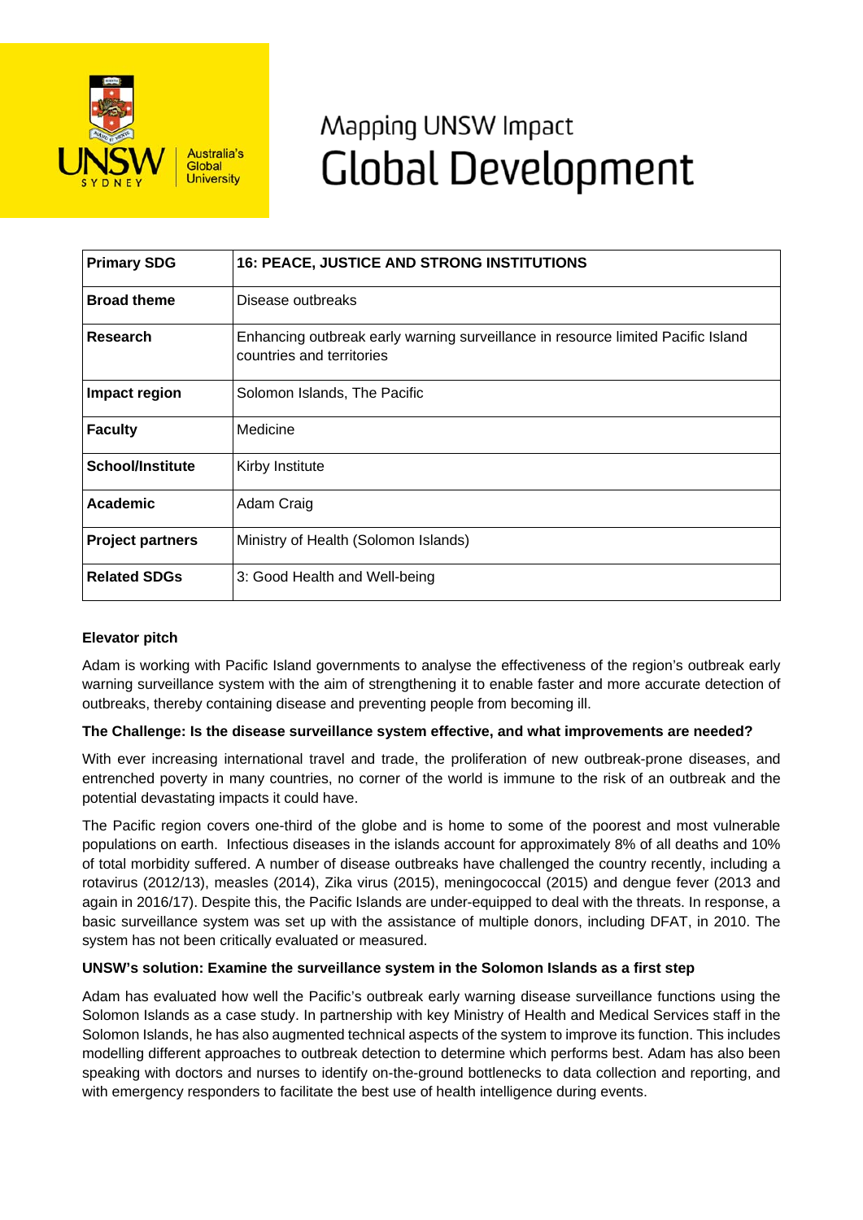Mapping UNSW Impact

# Global Development

| Primary SDG | 16: PEACE, JUSTICE AND STRONG INSTITUTIONS |
|---|---|
| Broad theme | Disease outbreaks |
| Research | Enhancing outbreak early warning surveillance in resource limited Pacific Island countries and territories |
| Impact region | Solomon Islands, The Pacific |
| Faculty | Medicine |
| School/Institute | Kirby Institute |
| Academic | Adam Craig |
| Project partners | Ministry of Health (Solomon Islands) |
| Related SDGs | 3: Good Health and Well-being |

**Elevator pitch**

Adam is working with Pacific Island governments to analyse the effectiveness of the region's outbreak early warning surveillance system with the aim of strengthening it to enable faster and more accurate detection of outbreaks, thereby containing disease and preventing people from becoming ill.

**The Challenge: Is the disease surveillance system effective, and what improvements are needed?**

With ever increasing international travel and trade, the proliferation of new outbreak-prone diseases, and entrenched poverty in many countries, no corner of the world is immune to the risk of an outbreak and the potential devastating impacts it could have.

The Pacific region covers one-third of the globe and is home to some of the poorest and most vulnerable populations on earth. Infectious diseases in the islands account for approximately 8% of all deaths and 10% of total morbidity suffered. A number of disease outbreaks have challenged the country recently, including a rotavirus (2012/13), measles (2014), Zika virus (2015), meningococcal (2015) and dengue fever (2013 and again in 2016/17). Despite this, the Pacific Islands are under-equipped to deal with the threats. In response, a basic surveillance system was set up with the assistance of multiple donors, including DFAT, in 2010. The system has not been critically evaluated or measured.

**UNSW's solution: Examine the surveillance system in the Solomon Islands as a first step**

Adam has evaluated how well the Pacific's outbreak early warning disease surveillance functions using the Solomon Islands as a case study. In partnership with key Ministry of Health and Medical Services staff in the Solomon Islands, he has also augmented technical aspects of the system to improve its function. This includes modelling different approaches to outbreak detection to determine which performs best. Adam has also been speaking with doctors and nurses to identify on-the-ground bottlenecks to data collection and reporting, and with emergency responders to facilitate the best use of health intelligence during events.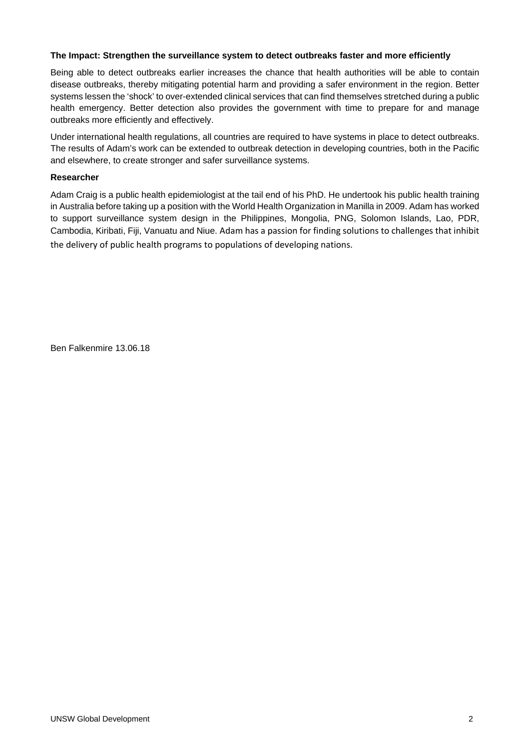**The Impact: Strengthen the surveillance system to detect outbreaks faster and more efficiently**

Being able to detect outbreaks earlier increases the chance that health authorities will be able to contain disease outbreaks, thereby mitigating potential harm and providing a safer environment in the region. Better systems lessen the 'shock' to over-extended clinical services that can find themselves stretched during a public health emergency. Better detection also provides the government with time to prepare for and manage outbreaks more efficiently and effectively.

Under international health regulations, all countries are required to have systems in place to detect outbreaks. The results of Adam's work can be extended to outbreak detection in developing countries, both in the Pacific and elsewhere, to create stronger and safer surveillance systems.

**Researcher**

Adam Craig is a public health epidemiologist at the tail end of his PhD. He undertook his public health training in Australia before taking up a position with the World Health Organization in Manilla in 2009. Adam has worked to support surveillance system design in the Philippines, Mongolia, PNG, Solomon Islands, Lao, PDR, Cambodia, Kiribati, Fiji, Vanuatu and Niue. Adam has a passion for finding solutions to challenges that inhibit the delivery of public health programs to populations of developing nations.

Ben Falkenmire 13.06.18